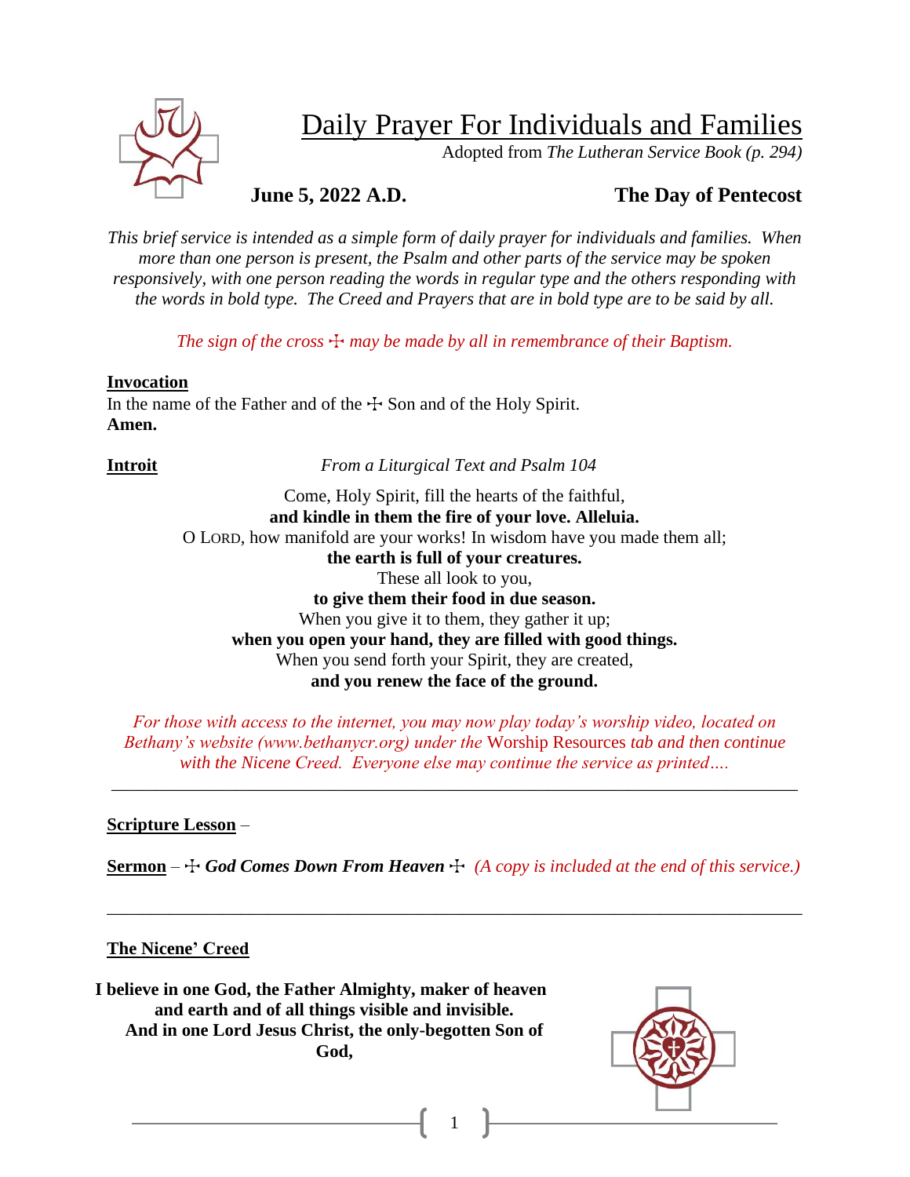# Daily Prayer For Individuals and Families

Adopted from *The Lutheran Service Book (p. 294)*

**June 5, 2022 A.D.** **The Day of Pentecost**

*This brief service is intended as a simple form of daily prayer for individuals and families. When more than one person is present, the Psalm and other parts of the service may be spoken responsively, with one person reading the words in regular type and the others responding with the words in bold type. The Creed and Prayers that are in bold type are to be said by all.*

*The sign of the cross ☩ may be made by all in remembrance of their Baptism.*

**Invocation**

In the name of the Father and of the ☩ Son and of the Holy Spirit.
**Amen.**

**Introit** *From a Liturgical Text and Psalm 104*

Come, Holy Spirit, fill the hearts of the faithful,
**and kindle in them the fire of your love. Alleluia.**
O LORD, how manifold are your works! In wisdom have you made them all;
**the earth is full of your creatures.**
These all look to you,
**to give them their food in due season.**
When you give it to them, they gather it up;
**when you open your hand, they are filled with good things.**
When you send forth your Spirit, they are created,
**and you renew the face of the ground.**

*For those with access to the internet, you may now play today's worship video, located on Bethany's website (www.bethanycr.org) under the* Worship Resources *tab and then continue with the Nicene Creed. Everyone else may continue the service as printed….*

---

**Scripture Lesson** –

**Sermon** – ☩ ***God Comes Down From Heaven*** ☩ *(A copy is included at the end of this service.)*

---

**The Nicene' Creed**

**I believe in one God, the Father Almighty, maker of heaven and earth and of all things visible and invisible.**
**And in one Lord Jesus Christ, the only-begotten Son of God,**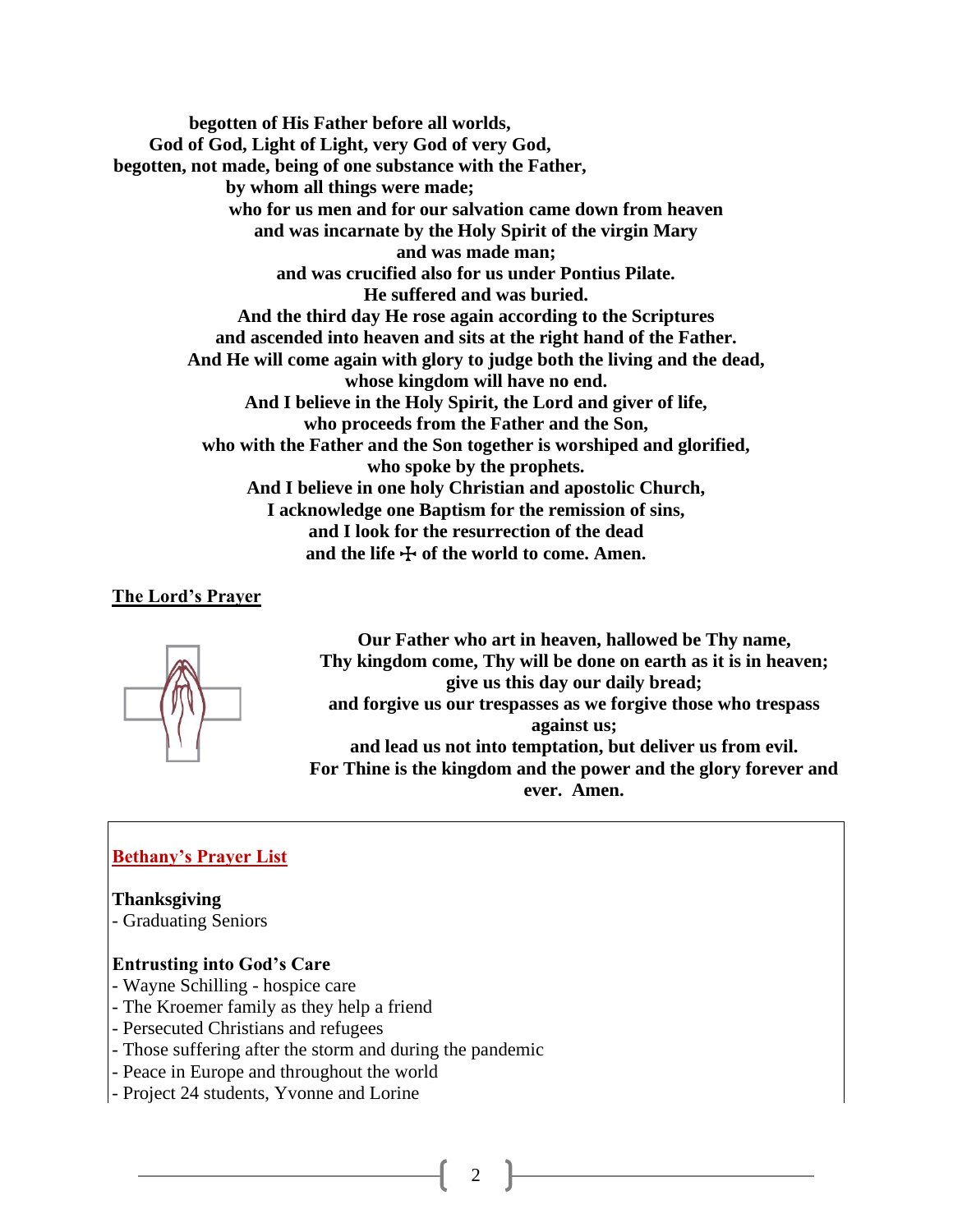**begotten of His Father before all worlds,**
**God of God, Light of Light, very God of very God,**
**begotten, not made, being of one substance with the Father,**
**by whom all things were made;**
**who for us men and for our salvation came down from heaven**
**and was incarnate by the Holy Spirit of the virgin Mary**
**and was made man;**
**and was crucified also for us under Pontius Pilate.**
**He suffered and was buried.**
**And the third day He rose again according to the Scriptures**
**and ascended into heaven and sits at the right hand of the Father.**
**And He will come again with glory to judge both the living and the dead,**
**whose kingdom will have no end.**
**And I believe in the Holy Spirit, the Lord and giver of life,**
**who proceeds from the Father and the Son,**
**who with the Father and the Son together is worshiped and glorified,**
**who spoke by the prophets.**
**And I believe in one holy Christian and apostolic Church,**
**I acknowledge one Baptism for the remission of sins,**
**and I look for the resurrection of the dead**
**and the life ☩ of the world to come. Amen.**

## The Lord's Prayer

**Our Father who art in heaven, hallowed be Thy name,**
**Thy kingdom come, Thy will be done on earth as it is in heaven;**
**give us this day our daily bread;**
**and forgive us our trespasses as we forgive those who trespass against us;**
**and lead us not into temptation, but deliver us from evil.**
**For Thine is the kingdom and the power and the glory forever and ever. Amen.**

## Bethany's Prayer List

**Thanksgiving**
- Graduating Seniors

**Entrusting into God's Care**
- Wayne Schilling - hospice care
- The Kroemer family as they help a friend
- Persecuted Christians and refugees
- Those suffering after the storm and during the pandemic
- Peace in Europe and throughout the world
- Project 24 students, Yvonne and Lorine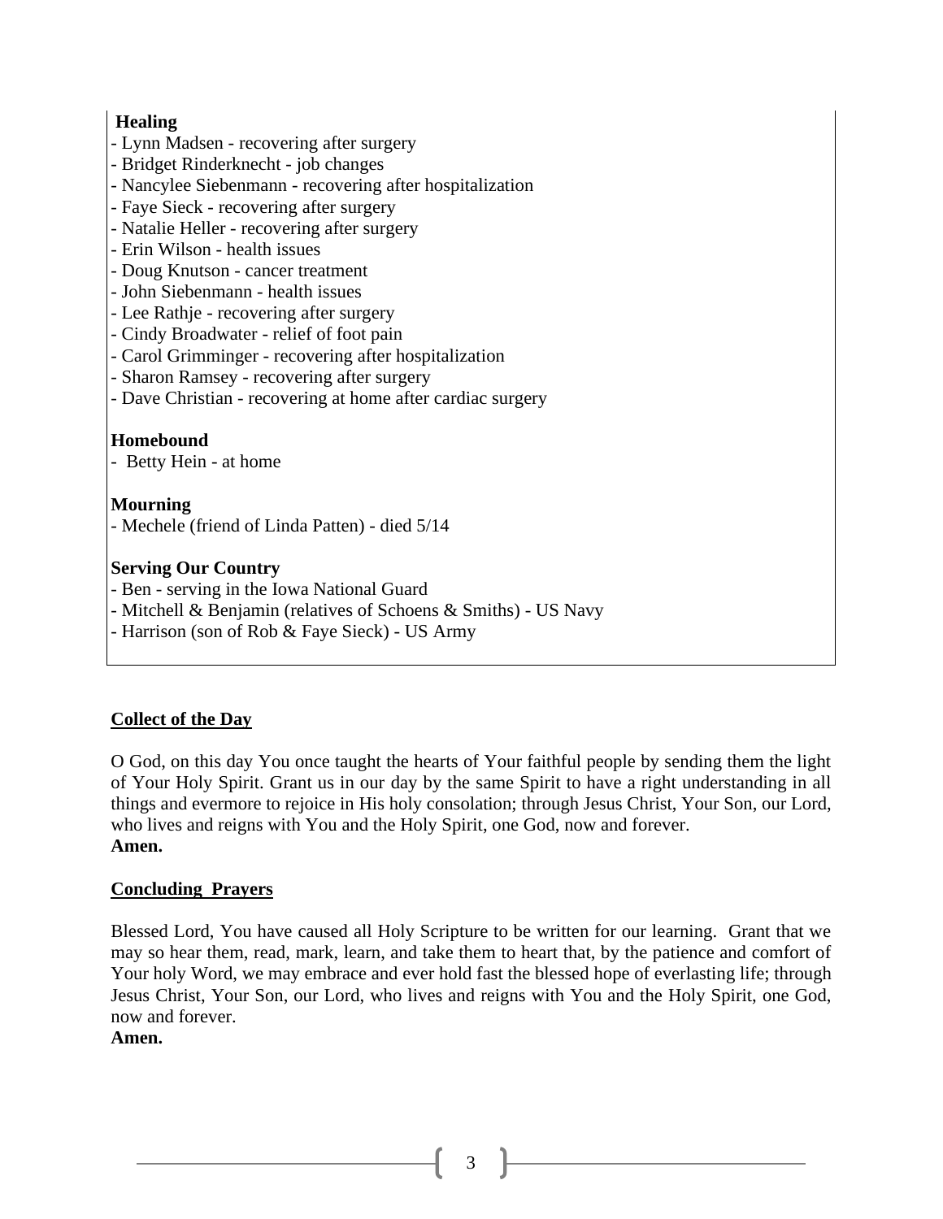**Healing**

- Lynn Madsen - recovering after surgery
- Bridget Rinderknecht - job changes
- Nancylee Siebenmann - recovering after hospitalization
- Faye Sieck - recovering after surgery
- Natalie Heller - recovering after surgery
- Erin Wilson - health issues
- Doug Knutson - cancer treatment
- John Siebenmann - health issues
- Lee Rathje - recovering after surgery
- Cindy Broadwater - relief of foot pain
- Carol Grimminger - recovering after hospitalization
- Sharon Ramsey - recovering after surgery
- Dave Christian - recovering at home after cardiac surgery

**Homebound**

- Betty Hein - at home

**Mourning**

- Mechele (friend of Linda Patten) - died 5/14

**Serving Our Country**

- Ben - serving in the Iowa National Guard
- Mitchell & Benjamin (relatives of Schoens & Smiths) - US Navy
- Harrison (son of Rob & Faye Sieck) - US Army

## Collect of the Day

O God, on this day You once taught the hearts of Your faithful people by sending them the light of Your Holy Spirit. Grant us in our day by the same Spirit to have a right understanding in all things and evermore to rejoice in His holy consolation; through Jesus Christ, Your Son, our Lord, who lives and reigns with You and the Holy Spirit, one God, now and forever.
**Amen.**

## Concluding Prayers

Blessed Lord, You have caused all Holy Scripture to be written for our learning. Grant that we may so hear them, read, mark, learn, and take them to heart that, by the patience and comfort of Your holy Word, we may embrace and ever hold fast the blessed hope of everlasting life; through Jesus Christ, Your Son, our Lord, who lives and reigns with You and the Holy Spirit, one God, now and forever.
**Amen.**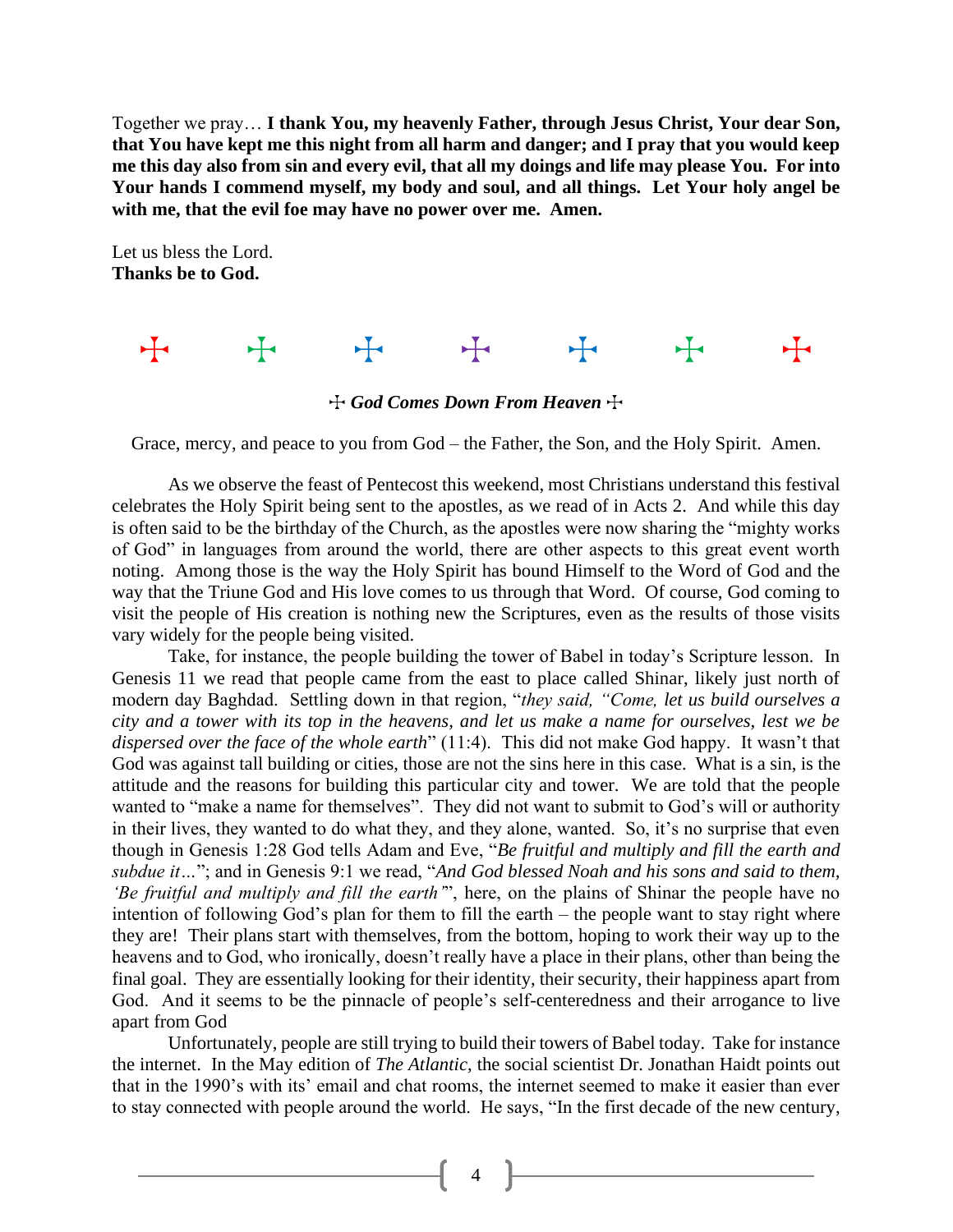Together we pray… **I thank You, my heavenly Father, through Jesus Christ, Your dear Son, that You have kept me this night from all harm and danger; and I pray that you would keep me this day also from sin and every evil, that all my doings and life may please You. For into Your hands I commend myself, my body and soul, and all things. Let Your holy angel be with me, that the evil foe may have no power over me. Amen.**

Let us bless the Lord.
**Thanks be to God.**

☩ ☩ ☩ ☩ ☩ ☩ ☩

### ☩ *God Comes Down From Heaven* ☩

Grace, mercy, and peace to you from God – the Father, the Son, and the Holy Spirit. Amen.

As we observe the feast of Pentecost this weekend, most Christians understand this festival celebrates the Holy Spirit being sent to the apostles, as we read of in Acts 2. And while this day is often said to be the birthday of the Church, as the apostles were now sharing the "mighty works of God" in languages from around the world, there are other aspects to this great event worth noting. Among those is the way the Holy Spirit has bound Himself to the Word of God and the way that the Triune God and His love comes to us through that Word. Of course, God coming to visit the people of His creation is nothing new the Scriptures, even as the results of those visits vary widely for the people being visited.

Take, for instance, the people building the tower of Babel in today's Scripture lesson. In Genesis 11 we read that people came from the east to place called Shinar, likely just north of modern day Baghdad. Settling down in that region, "*they said, "Come, let us build ourselves a city and a tower with its top in the heavens, and let us make a name for ourselves, lest we be dispersed over the face of the whole earth*" (11:4). This did not make God happy. It wasn't that God was against tall building or cities, those are not the sins here in this case. What is a sin, is the attitude and the reasons for building this particular city and tower. We are told that the people wanted to "make a name for themselves". They did not want to submit to God's will or authority in their lives, they wanted to do what they, and they alone, wanted. So, it's no surprise that even though in Genesis 1:28 God tells Adam and Eve, "*Be fruitful and multiply and fill the earth and subdue it…*"; and in Genesis 9:1 we read, "*And God blessed Noah and his sons and said to them, 'Be fruitful and multiply and fill the earth'*", here, on the plains of Shinar the people have no intention of following God's plan for them to fill the earth – the people want to stay right where they are! Their plans start with themselves, from the bottom, hoping to work their way up to the heavens and to God, who ironically, doesn't really have a place in their plans, other than being the final goal. They are essentially looking for their identity, their security, their happiness apart from God. And it seems to be the pinnacle of people's self-centeredness and their arrogance to live apart from God

Unfortunately, people are still trying to build their towers of Babel today. Take for instance the internet. In the May edition of *The Atlantic*, the social scientist Dr. Jonathan Haidt points out that in the 1990's with its' email and chat rooms, the internet seemed to make it easier than ever to stay connected with people around the world. He says, "In the first decade of the new century,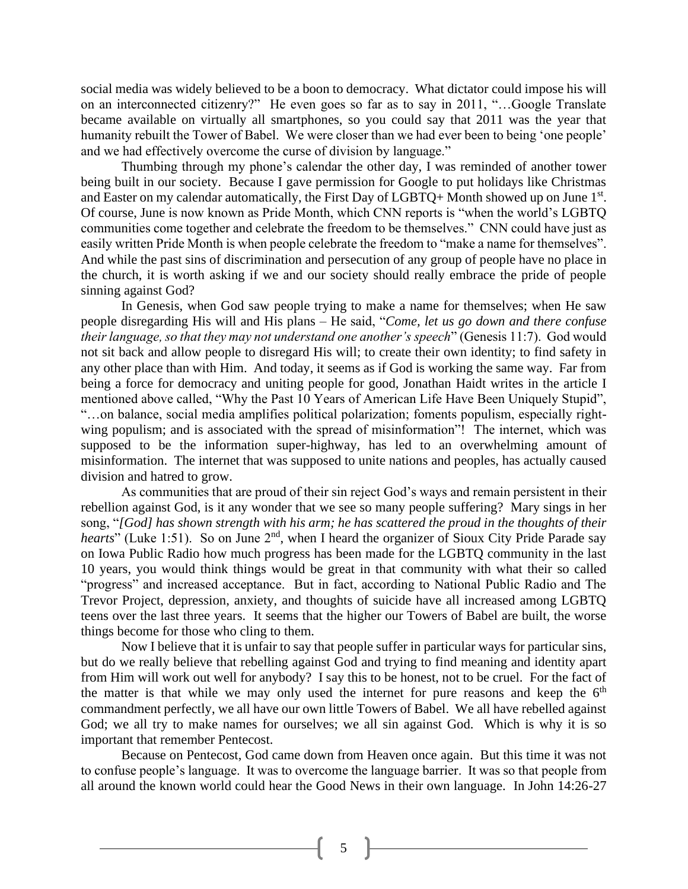social media was widely believed to be a boon to democracy. What dictator could impose his will on an interconnected citizenry?" He even goes so far as to say in 2011, "…Google Translate became available on virtually all smartphones, so you could say that 2011 was the year that humanity rebuilt the Tower of Babel. We were closer than we had ever been to being 'one people' and we had effectively overcome the curse of division by language."

Thumbing through my phone's calendar the other day, I was reminded of another tower being built in our society. Because I gave permission for Google to put holidays like Christmas and Easter on my calendar automatically, the First Day of LGBTQ+ Month showed up on June 1st. Of course, June is now known as Pride Month, which CNN reports is "when the world's LGBTQ communities come together and celebrate the freedom to be themselves." CNN could have just as easily written Pride Month is when people celebrate the freedom to "make a name for themselves". And while the past sins of discrimination and persecution of any group of people have no place in the church, it is worth asking if we and our society should really embrace the pride of people sinning against God?

In Genesis, when God saw people trying to make a name for themselves; when He saw people disregarding His will and His plans – He said, "*Come, let us go down and there confuse their language, so that they may not understand one another's speech*" (Genesis 11:7). God would not sit back and allow people to disregard His will; to create their own identity; to find safety in any other place than with Him. And today, it seems as if God is working the same way. Far from being a force for democracy and uniting people for good, Jonathan Haidt writes in the article I mentioned above called, "Why the Past 10 Years of American Life Have Been Uniquely Stupid", "…on balance, social media amplifies political polarization; foments populism, especially right-wing populism; and is associated with the spread of misinformation"! The internet, which was supposed to be the information super-highway, has led to an overwhelming amount of misinformation. The internet that was supposed to unite nations and peoples, has actually caused division and hatred to grow.

As communities that are proud of their sin reject God's ways and remain persistent in their rebellion against God, is it any wonder that we see so many people suffering? Mary sings in her song, "*[God] has shown strength with his arm; he has scattered the proud in the thoughts of their hearts*" (Luke 1:51). So on June 2nd, when I heard the organizer of Sioux City Pride Parade say on Iowa Public Radio how much progress has been made for the LGBTQ community in the last 10 years, you would think things would be great in that community with what their so called "progress" and increased acceptance. But in fact, according to National Public Radio and The Trevor Project, depression, anxiety, and thoughts of suicide have all increased among LGBTQ teens over the last three years. It seems that the higher our Towers of Babel are built, the worse things become for those who cling to them.

Now I believe that it is unfair to say that people suffer in particular ways for particular sins, but do we really believe that rebelling against God and trying to find meaning and identity apart from Him will work out well for anybody? I say this to be honest, not to be cruel. For the fact of the matter is that while we may only used the internet for pure reasons and keep the 6th commandment perfectly, we all have our own little Towers of Babel. We all have rebelled against God; we all try to make names for ourselves; we all sin against God. Which is why it is so important that remember Pentecost.

Because on Pentecost, God came down from Heaven once again. But this time it was not to confuse people's language. It was to overcome the language barrier. It was so that people from all around the known world could hear the Good News in their own language. In John 14:26-27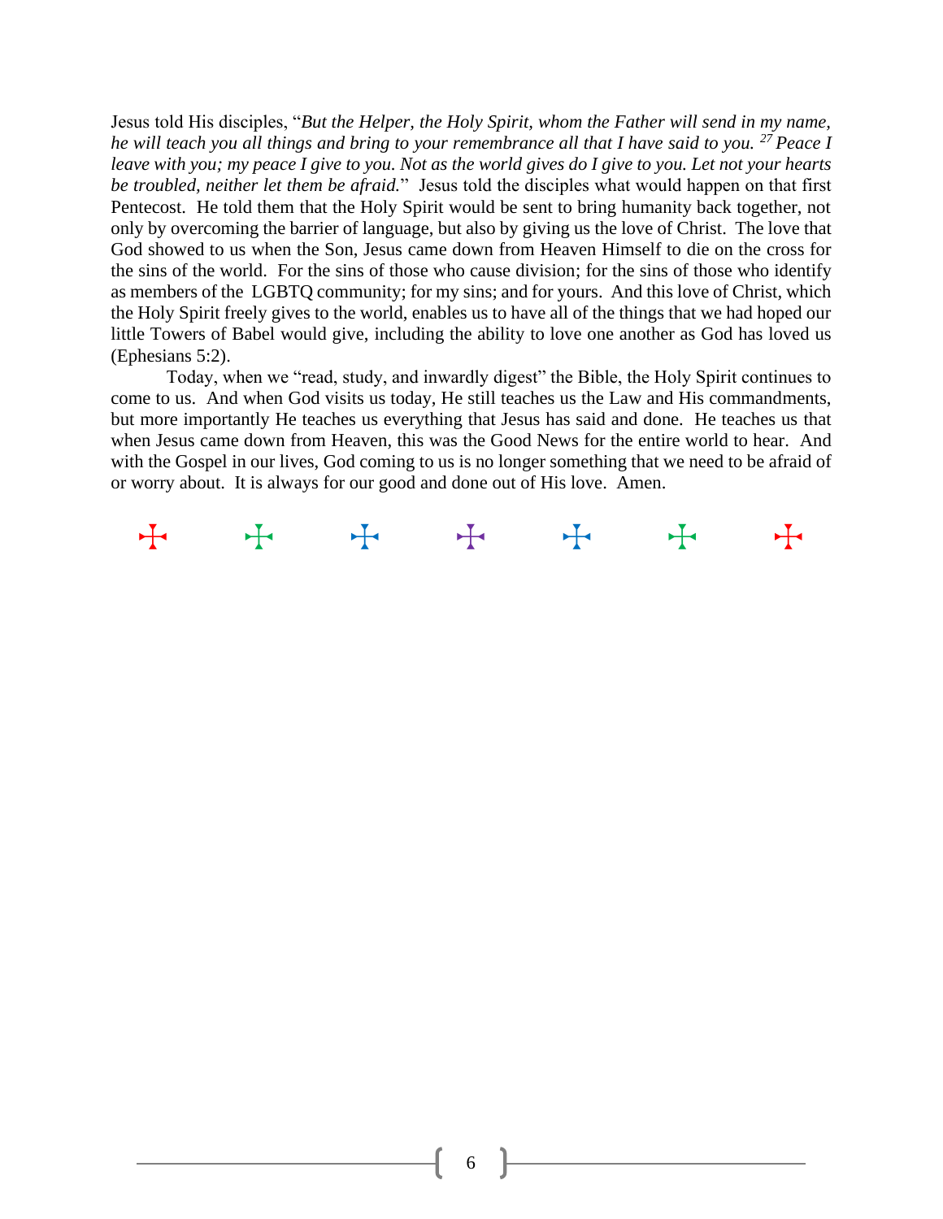Jesus told His disciples, "*But the Helper, the Holy Spirit, whom the Father will send in my name, he will teach you all things and bring to your remembrance all that I have said to you.* [27] *Peace I leave with you; my peace I give to you. Not as the world gives do I give to you. Let not your hearts be troubled, neither let them be afraid.*" Jesus told the disciples what would happen on that first Pentecost. He told them that the Holy Spirit would be sent to bring humanity back together, not only by overcoming the barrier of language, but also by giving us the love of Christ. The love that God showed to us when the Son, Jesus came down from Heaven Himself to die on the cross for the sins of the world. For the sins of those who cause division; for the sins of those who identify as members of the LGBTQ community; for my sins; and for yours. And this love of Christ, which the Holy Spirit freely gives to the world, enables us to have all of the things that we had hoped our little Towers of Babel would give, including the ability to love one another as God has loved us (Ephesians 5:2).

Today, when we "read, study, and inwardly digest" the Bible, the Holy Spirit continues to come to us. And when God visits us today, He still teaches us the Law and His commandments, but more importantly He teaches us everything that Jesus has said and done. He teaches us that when Jesus came down from Heaven, this was the Good News for the entire world to hear. And with the Gospel in our lives, God coming to us is no longer something that we need to be afraid of or worry about. It is always for our good and done out of His love. Amen.